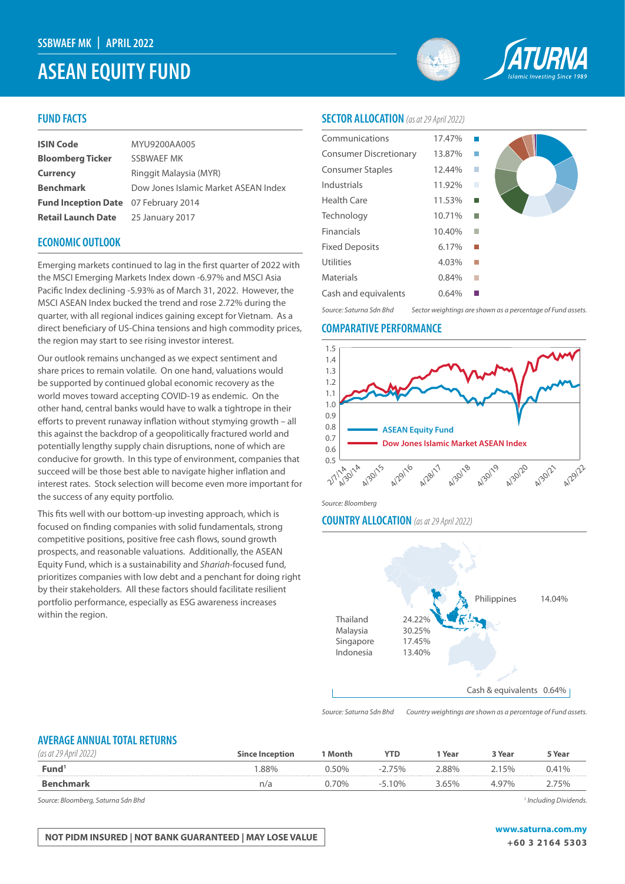SSBWAEF MK | APRIL 2022

# ASEAN EQUITY FUND

## FUND FACTS

| | |
|---|---|
| **ISIN Code** | MYU9200AA005 |
| **Bloomberg Ticker** | SSBWAEF MK |
| **Currency** | Ringgit Malaysia (MYR) |
| **Benchmark** | Dow Jones Islamic Market ASEAN Index |
| **Fund Inception Date** | 07 February 2014 |
| **Retail Launch Date** | 25 January 2017 |

## ECONOMIC OUTLOOK

Emerging markets continued to lag in the first quarter of 2022 with the MSCI Emerging Markets Index down -6.97% and MSCI Asia Pacific Index declining -5.93% as of March 31, 2022. However, the MSCI ASEAN Index bucked the trend and rose 2.72% during the quarter, with all regional indices gaining except for Vietnam. As a direct beneficiary of US-China tensions and high commodity prices, the region may start to see rising investor interest.

Our outlook remains unchanged as we expect sentiment and share prices to remain volatile. On one hand, valuations would be supported by continued global economic recovery as the world moves toward accepting COVID-19 as endemic. On the other hand, central banks would have to walk a tightrope in their efforts to prevent runaway inflation without stymying growth – all this against the backdrop of a geopolitically fractured world and potentially lengthy supply chain disruptions, none of which are conducive for growth. In this type of environment, companies that succeed will be those best able to navigate higher inflation and interest rates. Stock selection will become even more important for the success of any equity portfolio.

This fits well with our bottom-up investing approach, which is focused on finding companies with solid fundamentals, strong competitive positions, positive free cash flows, sound growth prospects, and reasonable valuations. Additionally, the ASEAN Equity Fund, which is a sustainability and *Shariah*-focused fund, prioritizes companies with low debt and a penchant for doing right by their stakeholders. All these factors should facilitate resilient portfolio performance, especially as ESG awareness increases within the region.

## SECTOR ALLOCATION *(as at 29 April 2022)*

| Sector | Weight |
|---|---|
| Communications | 17.47% |
| Consumer Discretionary | 13.87% |
| Consumer Staples | 12.44% |
| Industrials | 11.92% |
| Health Care | 11.53% |
| Technology | 10.71% |
| Financials | 10.40% |
| Fixed Deposits | 6.17% |
| Utilities | 4.03% |
| Materials | 0.84% |
| Cash and equivalents | 0.64% |

*Source: Saturna Sdn Bhd* *Sector weightings are shown as a percentage of Fund assets.*

## COMPARATIVE PERFORMANCE

ASEAN Equity Fund vs Dow Jones Islamic Market ASEAN Index (2/7/14 – 4/29/22)

*Source: Bloomberg*

## COUNTRY ALLOCATION *(as at 29 April 2022)*

| Country | Weight |
|---|---|
| Thailand | 24.22% |
| Malaysia | 30.25% |
| Singapore | 17.45% |
| Indonesia | 13.40% |
| Philippines | 14.04% |
| Cash & equivalents | 0.64% |

*Source: Saturna Sdn Bhd* *Country weightings are shown as a percentage of Fund assets.*

## AVERAGE ANNUAL TOTAL RETURNS

| *(as at 29 April 2022)* | Since Inception | 1 Month | YTD | 1 Year | 3 Year | 5 Year |
|---|---|---|---|---|---|---|
| **Fund**[1] | 1.88% | 0.50% | -2.75% | 2.88% | 2.15% | 0.41% |
| **Benchmark** | n/a | 0.70% | -5.10% | 3.65% | 4.97% | 2.75% |

*Source: Bloomberg, Saturna Sdn Bhd*

[1] *Including Dividends.*

**NOT PIDM INSURED | NOT BANK GUARANTEED | MAY LOSE VALUE**

**www.saturna.com.my**
**+60 3 2164 5303**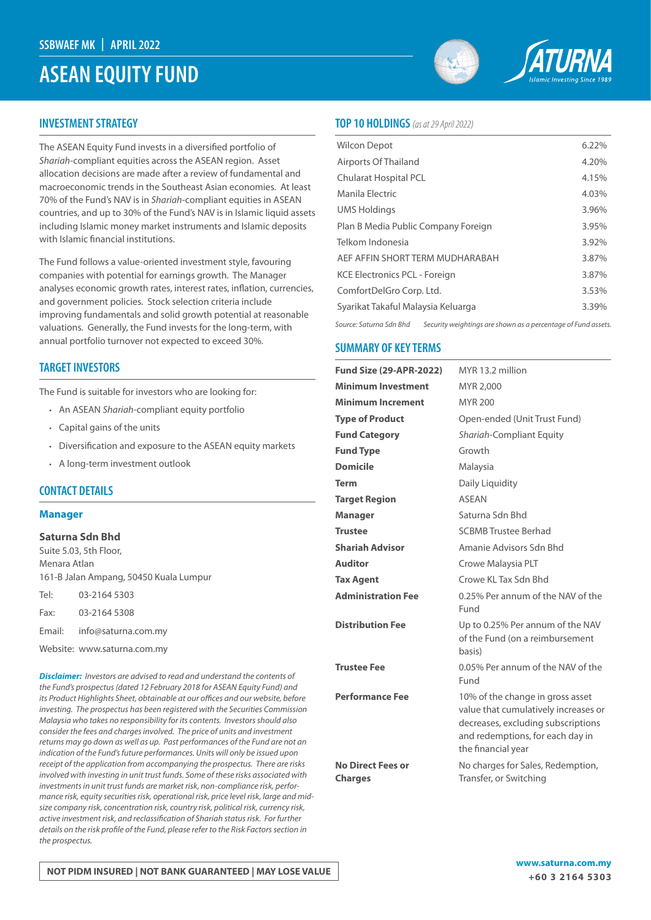# ASEAN EQUITY FUND

SSBWAEF MK | APRIL 2022

## INVESTMENT STRATEGY

The ASEAN Equity Fund invests in a diversified portfolio of *Shariah*-compliant equities across the ASEAN region. Asset allocation decisions are made after a review of fundamental and macroeconomic trends in the Southeast Asian economies. At least 70% of the Fund's NAV is in *Shariah*-compliant equities in ASEAN countries, and up to 30% of the Fund's NAV is in Islamic liquid assets including Islamic money market instruments and Islamic deposits with Islamic financial institutions.

The Fund follows a value-oriented investment style, favouring companies with potential for earnings growth. The Manager analyses economic growth rates, interest rates, inflation, currencies, and government policies. Stock selection criteria include improving fundamentals and solid growth potential at reasonable valuations. Generally, the Fund invests for the long-term, with annual portfolio turnover not expected to exceed 30%.

## TARGET INVESTORS

The Fund is suitable for investors who are looking for:

- An ASEAN *Shariah*-compliant equity portfolio
- Capital gains of the units
- Diversification and exposure to the ASEAN equity markets
- A long-term investment outlook

## CONTACT DETAILS

### Manager

**Saturna Sdn Bhd**
Suite 5.03, 5th Floor,
Menara Atlan
161-B Jalan Ampang, 50450 Kuala Lumpur

Tel: 03-2164 5303
Fax: 03-2164 5308
Email: info@saturna.com.my
Website: www.saturna.com.my

***Disclaimer:*** *Investors are advised to read and understand the contents of the Fund's prospectus (dated 12 February 2018 for ASEAN Equity Fund) and its Product Highlights Sheet, obtainable at our offices and our website, before investing. The prospectus has been registered with the Securities Commission Malaysia who takes no responsibility for its contents. Investors should also consider the fees and charges involved. The price of units and investment returns may go down as well as up. Past performances of the Fund are not an indication of the Fund's future performances. Units will only be issued upon receipt of the application from accompanying the prospectus. There are risks involved with investing in unit trust funds. Some of these risks associated with investments in unit trust funds are market risk, non-compliance risk, performance risk, equity securities risk, operational risk, price level risk, large and mid-size company risk, concentration risk, country risk, political risk, currency risk, active investment risk, and reclassification of Shariah status risk. For further details on the risk profile of the Fund, please refer to the Risk Factors section in the prospectus.*

## TOP 10 HOLDINGS *(as at 29 April 2022)*

| | |
|---|---|
| Wilcon Depot | 6.22% |
| Airports Of Thailand | 4.20% |
| Chularat Hospital PCL | 4.15% |
| Manila Electric | 4.03% |
| UMS Holdings | 3.96% |
| Plan B Media Public Company Foreign | 3.95% |
| Telkom Indonesia | 3.92% |
| AEF AFFIN SHORT TERM MUDHARABAH | 3.87% |
| KCE Electronics PCL - Foreign | 3.87% |
| ComfortDelGro Corp. Ltd. | 3.53% |
| Syarikat Takaful Malaysia Keluarga | 3.39% |

*Source: Saturna Sdn Bhd Security weightings are shown as a percentage of Fund assets.*

## SUMMARY OF KEY TERMS

| | |
|---|---|
| **Fund Size (29-APR-2022)** | MYR 13.2 million |
| **Minimum Investment** | MYR 2,000 |
| **Minimum Increment** | MYR 200 |
| **Type of Product** | Open-ended (Unit Trust Fund) |
| **Fund Category** | *Shariah*-Compliant Equity |
| **Fund Type** | Growth |
| **Domicile** | Malaysia |
| **Term** | Daily Liquidity |
| **Target Region** | ASEAN |
| **Manager** | Saturna Sdn Bhd |
| **Trustee** | SCBMB Trustee Berhad |
| **Shariah Advisor** | Amanie Advisors Sdn Bhd |
| **Auditor** | Crowe Malaysia PLT |
| **Tax Agent** | Crowe KL Tax Sdn Bhd |
| **Administration Fee** | 0.25% Per annum of the NAV of the Fund |
| **Distribution Fee** | Up to 0.25% Per annum of the NAV of the Fund (on a reimbursement basis) |
| **Trustee Fee** | 0.05% Per annum of the NAV of the Fund |
| **Performance Fee** | 10% of the change in gross asset value that cumulatively increases or decreases, excluding subscriptions and redemptions, for each day in the financial year |
| **No Direct Fees or Charges** | No charges for Sales, Redemption, Transfer, or Switching |

**NOT PIDM INSURED | NOT BANK GUARANTEED | MAY LOSE VALUE**

**www.saturna.com.my**
**+60 3 2164 5303**